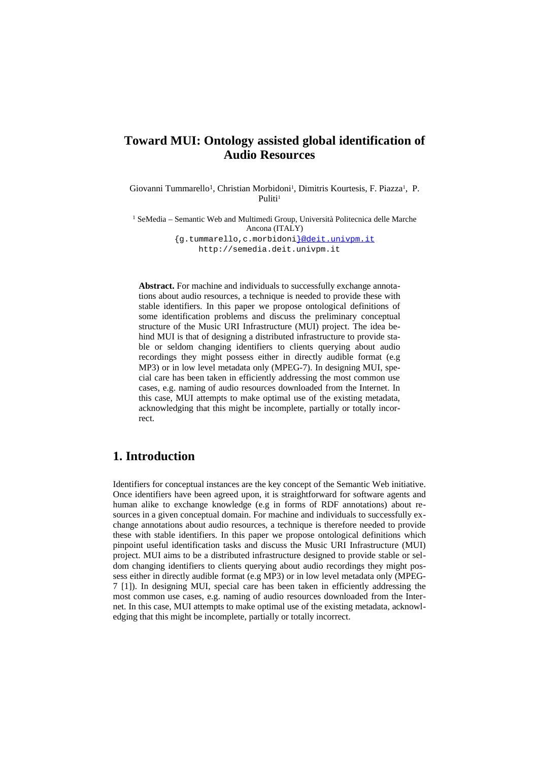# Toward MUI: Ontology assisted global identification of Audio Resources

Giovanni Tummarello[1], Christian Morbidoni[1], Dimitris Kourtesis, F. Piazza[1], P. Puliti[1]

[1] SeMedia – Semantic Web and Multimedi Group, Università Politecnica delle Marche Ancona (ITALY)
{g.tummarello,c.morbidoni}@deit.univpm.it
http://semedia.deit.univpm.it

**Abstract.** For machine and individuals to successfully exchange annotations about audio resources, a technique is needed to provide these with stable identifiers. In this paper we propose ontological definitions of some identification problems and discuss the preliminary conceptual structure of the Music URI Infrastructure (MUI) project. The idea behind MUI is that of designing a distributed infrastructure to provide stable or seldom changing identifiers to clients querying about audio recordings they might possess either in directly audible format (e.g MP3) or in low level metadata only (MPEG-7). In designing MUI, special care has been taken in efficiently addressing the most common use cases, e.g. naming of audio resources downloaded from the Internet. In this case, MUI attempts to make optimal use of the existing metadata, acknowledging that this might be incomplete, partially or totally incorrect.

## 1. Introduction

Identifiers for conceptual instances are the key concept of the Semantic Web initiative. Once identifiers have been agreed upon, it is straightforward for software agents and human alike to exchange knowledge (e.g in forms of RDF annotations) about resources in a given conceptual domain. For machine and individuals to successfully exchange annotations about audio resources, a technique is therefore needed to provide these with stable identifiers. In this paper we propose ontological definitions which pinpoint useful identification tasks and discuss the Music URI Infrastructure (MUI) project. MUI aims to be a distributed infrastructure designed to provide stable or seldom changing identifiers to clients querying about audio recordings they might possess either in directly audible format (e.g MP3) or in low level metadata only (MPEG-7 [1]). In designing MUI, special care has been taken in efficiently addressing the most common use cases, e.g. naming of audio resources downloaded from the Internet. In this case, MUI attempts to make optimal use of the existing metadata, acknowledging that this might be incomplete, partially or totally incorrect.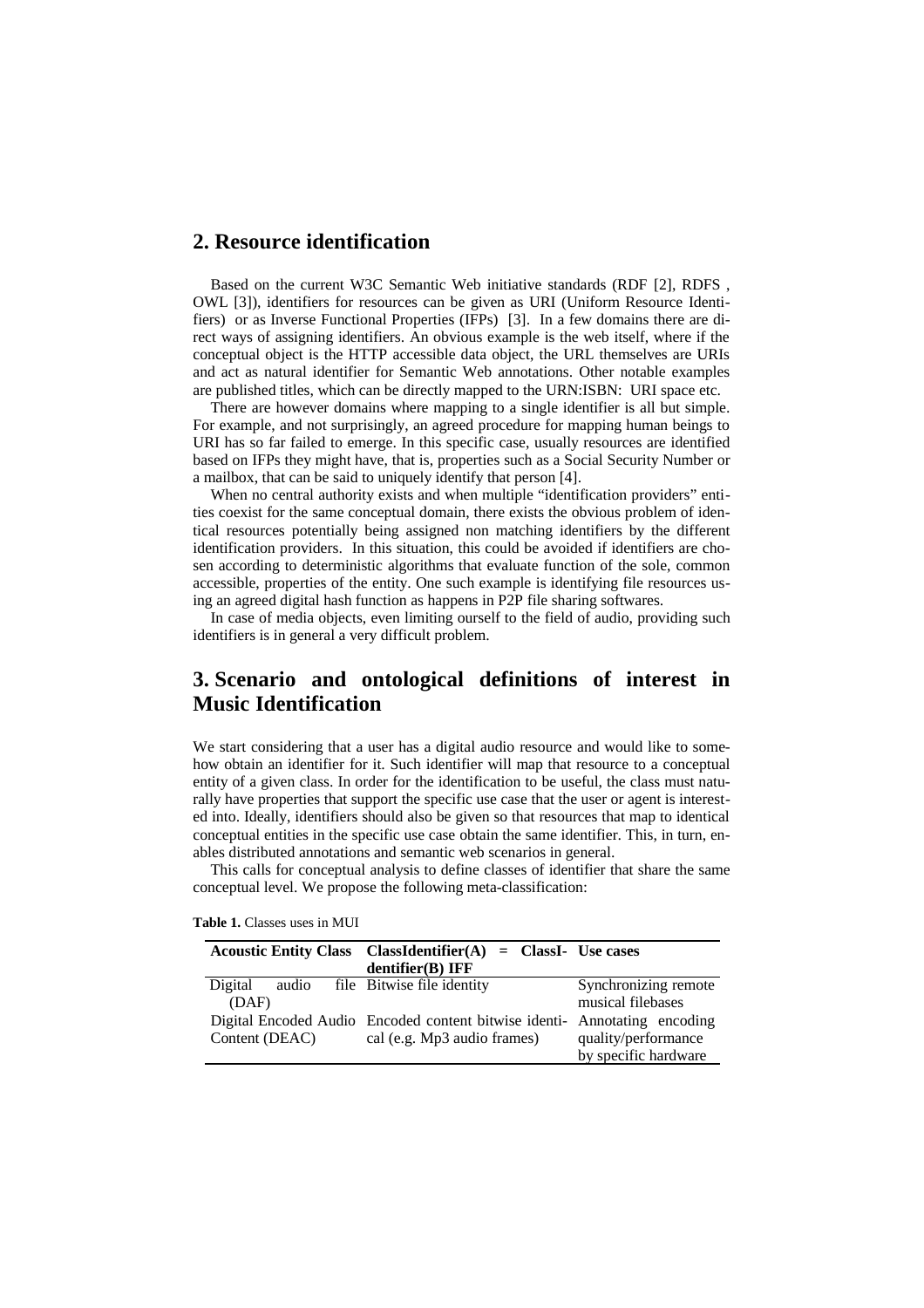## 2. Resource identification

Based on the current W3C Semantic Web initiative standards (RDF [2], RDFS , OWL [3]), identifiers for resources can be given as URI (Uniform Resource Identifiers) or as Inverse Functional Properties (IFPs) [3]. In a few domains there are direct ways of assigning identifiers. An obvious example is the web itself, where if the conceptual object is the HTTP accessible data object, the URL themselves are URIs and act as natural identifier for Semantic Web annotations. Other notable examples are published titles, which can be directly mapped to the URN:ISBN: URI space etc.

There are however domains where mapping to a single identifier is all but simple. For example, and not surprisingly, an agreed procedure for mapping human beings to URI has so far failed to emerge. In this specific case, usually resources are identified based on IFPs they might have, that is, properties such as a Social Security Number or a mailbox, that can be said to uniquely identify that person [4].

When no central authority exists and when multiple "identification providers" entities coexist for the same conceptual domain, there exists the obvious problem of identical resources potentially being assigned non matching identifiers by the different identification providers. In this situation, this could be avoided if identifiers are chosen according to deterministic algorithms that evaluate function of the sole, common accessible, properties of the entity. One such example is identifying file resources using an agreed digital hash function as happens in P2P file sharing softwares.

In case of media objects, even limiting ourself to the field of audio, providing such identifiers is in general a very difficult problem.

## 3. Scenario and ontological definitions of interest in Music Identification

We start considering that a user has a digital audio resource and would like to somehow obtain an identifier for it. Such identifier will map that resource to a conceptual entity of a given class. In order for the identification to be useful, the class must naturally have properties that support the specific use case that the user or agent is interested into. Ideally, identifiers should also be given so that resources that map to identical conceptual entities in the specific use case obtain the same identifier. This, in turn, enables distributed annotations and semantic web scenarios in general.

This calls for conceptual analysis to define classes of identifier that share the same conceptual level. We propose the following meta-classification:

**Table 1.** Classes uses in MUI

| **Acoustic Entity Class** | **ClassIdentifier(A) = ClassIdentifier(B) IFF** | **Use cases** |
|---|---|---|
| Digital audio file (DAF) | Bitwise file identity | Synchronizing remote musical filebases |
| Digital Encoded Audio Content (DEAC) | Encoded content bitwise identical (e.g. Mp3 audio frames) | Annotating encoding quality/performance by specific hardware |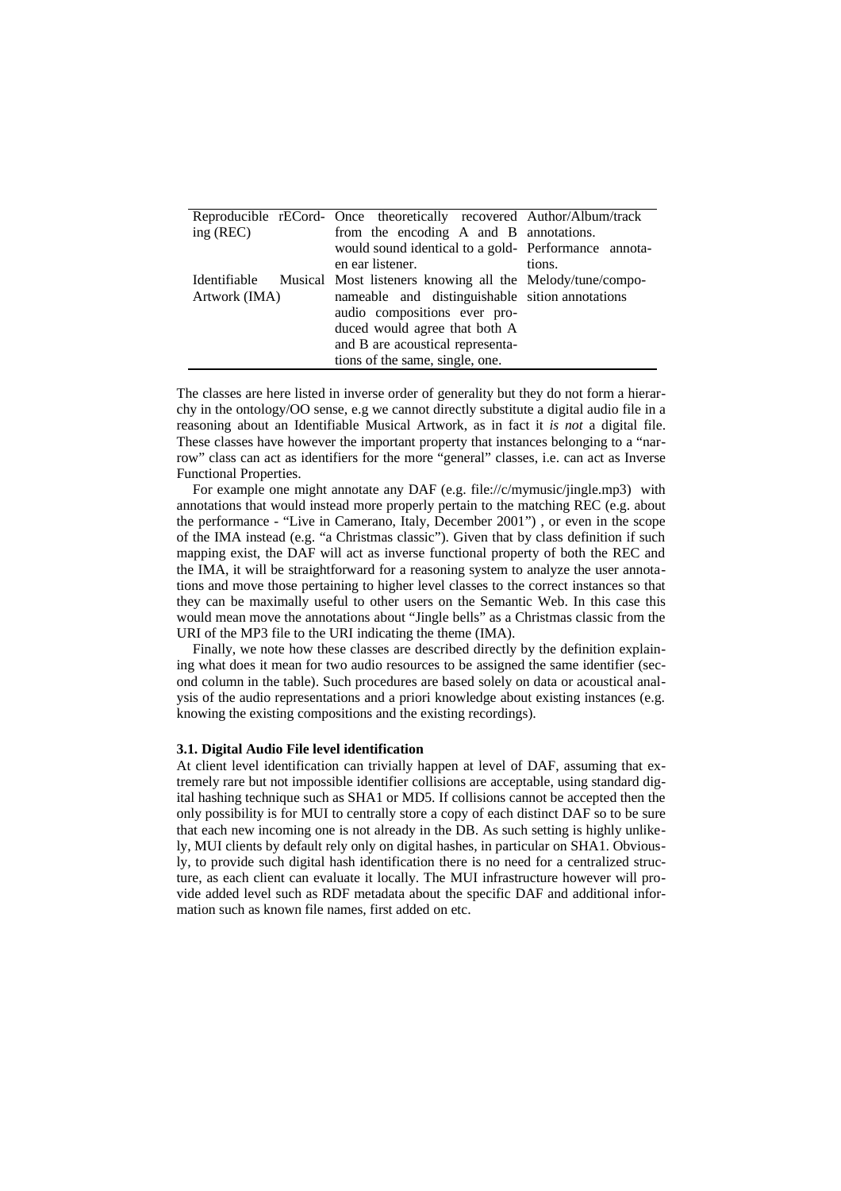| | | |
|---|---|---|
| Reproducible rECCord-ing (REC) | Once theoretically recovered from the encoding A and B would sound identical to a golden ear listener. | Author/Album/track annotations. Performance annotations. |
| Identifiable Musical Artwork (IMA) | Most listeners knowing all the nameable and distinguishable audio compositions ever produced would agree that both A and B are acoustical representations of the same, single, one. | Melody/tune/composition annotations |

The classes are here listed in inverse order of generality but they do not form a hierarchy in the ontology/OO sense, e.g we cannot directly substitute a digital audio file in a reasoning about an Identifiable Musical Artwork, as in fact it *is not* a digital file. These classes have however the important property that instances belonging to a "narrow" class can act as identifiers for the more "general" classes, i.e. can act as Inverse Functional Properties.

For example one might annotate any DAF (e.g. file://c/mymusic/jingle.mp3) with annotations that would instead more properly pertain to the matching REC (e.g. about the performance - "Live in Camerano, Italy, December 2001") , or even in the scope of the IMA instead (e.g. "a Christmas classic"). Given that by class definition if such mapping exist, the DAF will act as inverse functional property of both the REC and the IMA, it will be straightforward for a reasoning system to analyze the user annotations and move those pertaining to higher level classes to the correct instances so that they can be maximally useful to other users on the Semantic Web. In this case this would mean move the annotations about "Jingle bells" as a Christmas classic from the URI of the MP3 file to the URI indicating the theme (IMA).

Finally, we note how these classes are described directly by the definition explaining what does it mean for two audio resources to be assigned the same identifier (second column in the table). Such procedures are based solely on data or acoustical analysis of the audio representations and a priori knowledge about existing instances (e.g. knowing the existing compositions and the existing recordings).

### 3.1. Digital Audio File level identification

At client level identification can trivially happen at level of DAF, assuming that extremely rare but not impossible identifier collisions are acceptable, using standard digital hashing technique such as SHA1 or MD5. If collisions cannot be accepted then the only possibility is for MUI to centrally store a copy of each distinct DAF so to be sure that each new incoming one is not already in the DB. As such setting is highly unlikely, MUI clients by default rely only on digital hashes, in particular on SHA1. Obviously, to provide such digital hash identification there is no need for a centralized structure, as each client can evaluate it locally. The MUI infrastructure however will provide added level such as RDF metadata about the specific DAF and additional information such as known file names, first added on etc.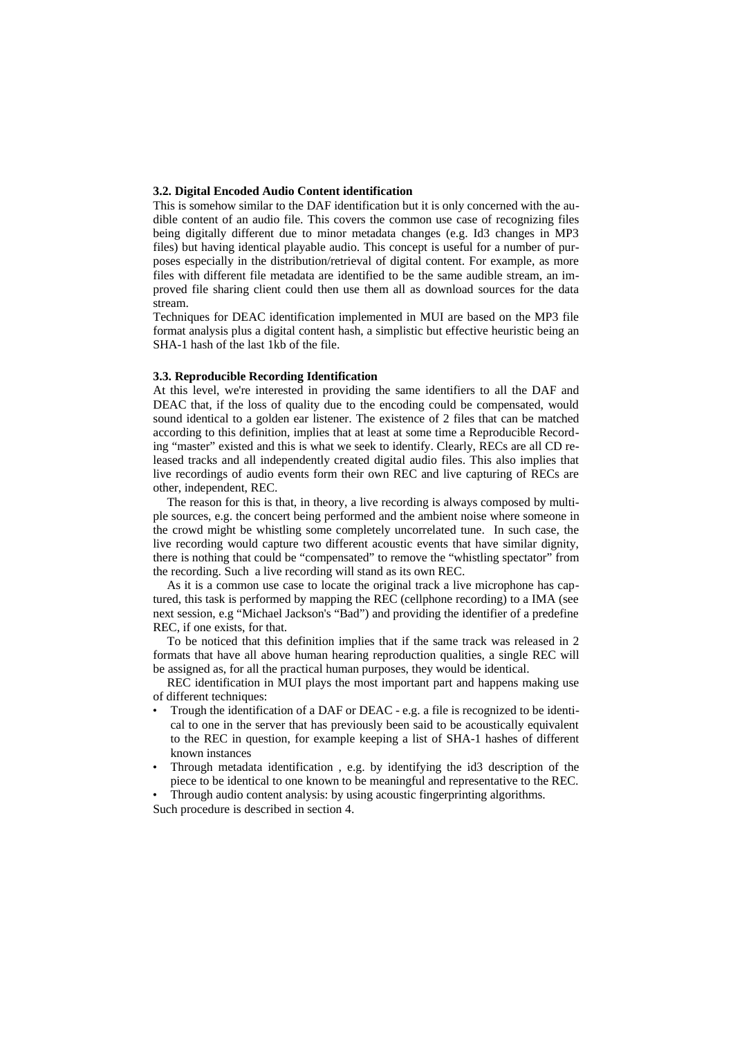### 3.2. Digital Encoded Audio Content identification

This is somehow similar to the DAF identification but it is only concerned with the audible content of an audio file. This covers the common use case of recognizing files being digitally different due to minor metadata changes (e.g. Id3 changes in MP3 files) but having identical playable audio. This concept is useful for a number of purposes especially in the distribution/retrieval of digital content. For example, as more files with different file metadata are identified to be the same audible stream, an improved file sharing client could then use them all as download sources for the data stream.

Techniques for DEAC identification implemented in MUI are based on the MP3 file format analysis plus a digital content hash, a simplistic but effective heuristic being an SHA-1 hash of the last 1kb of the file.

### 3.3. Reproducible Recording Identification

At this level, we're interested in providing the same identifiers to all the DAF and DEAC that, if the loss of quality due to the encoding could be compensated, would sound identical to a golden ear listener. The existence of 2 files that can be matched according to this definition, implies that at least at some time a Reproducible Recording "master" existed and this is what we seek to identify. Clearly, RECs are all CD released tracks and all independently created digital audio files. This also implies that live recordings of audio events form their own REC and live capturing of RECs are other, independent, REC.

The reason for this is that, in theory, a live recording is always composed by multiple sources, e.g. the concert being performed and the ambient noise where someone in the crowd might be whistling some completely uncorrelated tune. In such case, the live recording would capture two different acoustic events that have similar dignity, there is nothing that could be "compensated" to remove the "whistling spectator" from the recording. Such a live recording will stand as its own REC.

As it is a common use case to locate the original track a live microphone has captured, this task is performed by mapping the REC (cellphone recording) to a IMA (see next session, e.g "Michael Jackson's "Bad") and providing the identifier of a predefine REC, if one exists, for that.

To be noticed that this definition implies that if the same track was released in 2 formats that have all above human hearing reproduction qualities, a single REC will be assigned as, for all the practical human purposes, they would be identical.

REC identification in MUI plays the most important part and happens making use of different techniques:

- Trough the identification of a DAF or DEAC - e.g. a file is recognized to be identical to one in the server that has previously been said to be acoustically equivalent to the REC in question, for example keeping a list of SHA-1 hashes of different known instances
- Through metadata identification , e.g. by identifying the id3 description of the piece to be identical to one known to be meaningful and representative to the REC.
- Through audio content analysis: by using acoustic fingerprinting algorithms.

Such procedure is described in section 4.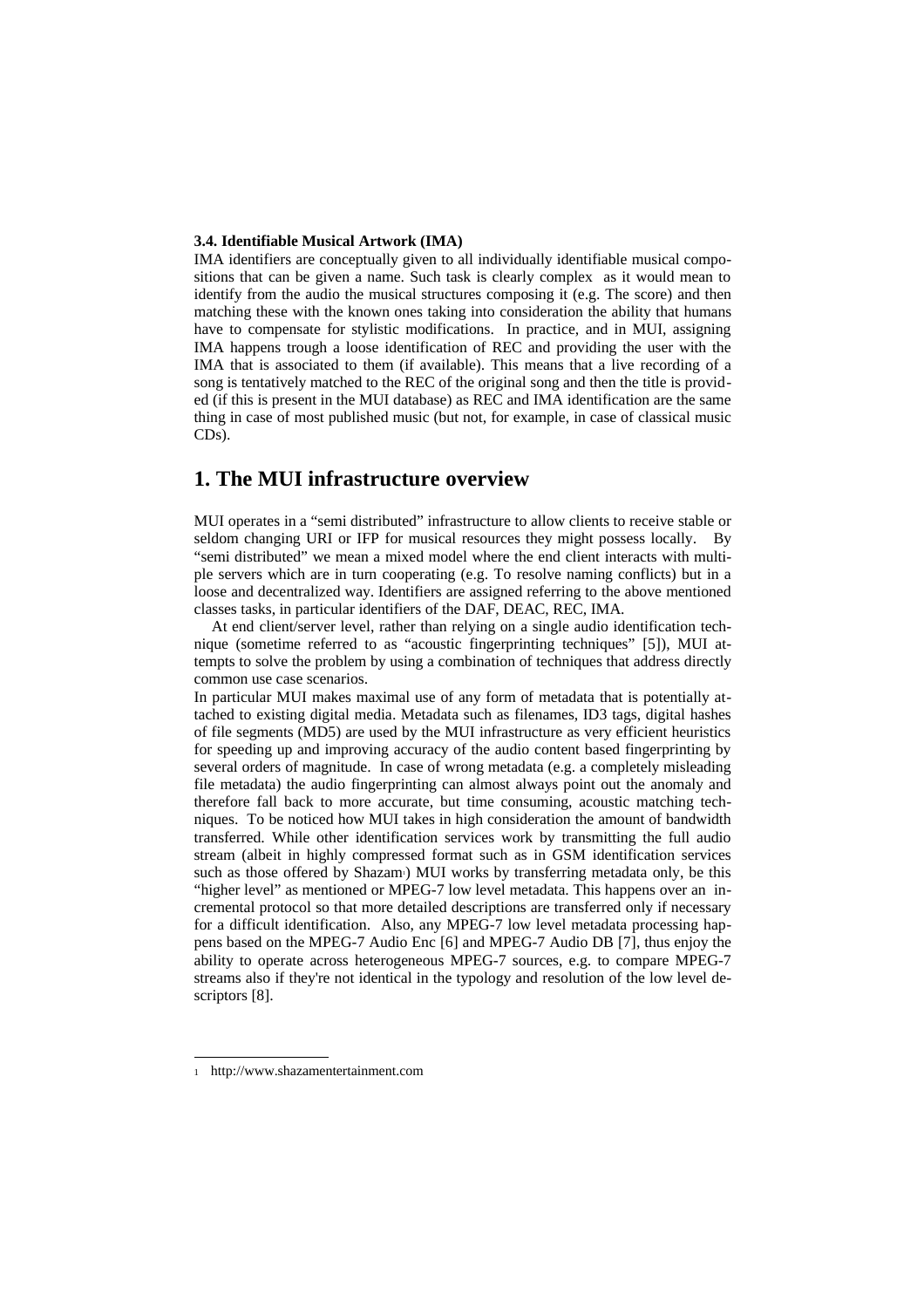### 3.4. Identifiable Musical Artwork (IMA)

IMA identifiers are conceptually given to all individually identifiable musical compositions that can be given a name. Such task is clearly complex as it would mean to identify from the audio the musical structures composing it (e.g. The score) and then matching these with the known ones taking into consideration the ability that humans have to compensate for stylistic modifications. In practice, and in MUI, assigning IMA happens trough a loose identification of REC and providing the user with the IMA that is associated to them (if available). This means that a live recording of a song is tentatively matched to the REC of the original song and then the title is provided (if this is present in the MUI database) as REC and IMA identification are the same thing in case of most published music (but not, for example, in case of classical music CDs).

# 1. The MUI infrastructure overview

MUI operates in a "semi distributed" infrastructure to allow clients to receive stable or seldom changing URI or IFP for musical resources they might possess locally. By "semi distributed" we mean a mixed model where the end client interacts with multiple servers which are in turn cooperating (e.g. To resolve naming conflicts) but in a loose and decentralized way. Identifiers are assigned referring to the above mentioned classes tasks, in particular identifiers of the DAF, DEAC, REC, IMA.

At end client/server level, rather than relying on a single audio identification technique (sometime referred to as "acoustic fingerprinting techniques" [5]), MUI attempts to solve the problem by using a combination of techniques that address directly common use case scenarios.

In particular MUI makes maximal use of any form of metadata that is potentially attached to existing digital media. Metadata such as filenames, ID3 tags, digital hashes of file segments (MD5) are used by the MUI infrastructure as very efficient heuristics for speeding up and improving accuracy of the audio content based fingerprinting by several orders of magnitude. In case of wrong metadata (e.g. a completely misleading file metadata) the audio fingerprinting can almost always point out the anomaly and therefore fall back to more accurate, but time consuming, acoustic matching techniques. To be noticed how MUI takes in high consideration the amount of bandwidth transferred. While other identification services work by transmitting the full audio stream (albeit in highly compressed format such as in GSM identification services such as those offered by Shazam[1]) MUI works by transferring metadata only, be this "higher level" as mentioned or MPEG-7 low level metadata. This happens over an incremental protocol so that more detailed descriptions are transferred only if necessary for a difficult identification. Also, any MPEG-7 low level metadata processing happens based on the MPEG-7 Audio Enc [6] and MPEG-7 Audio DB [7], thus enjoy the ability to operate across heterogeneous MPEG-7 sources, e.g. to compare MPEG-7 streams also if they're not identical in the typology and resolution of the low level descriptors [8].

---

1 http://www.shazamentertainment.com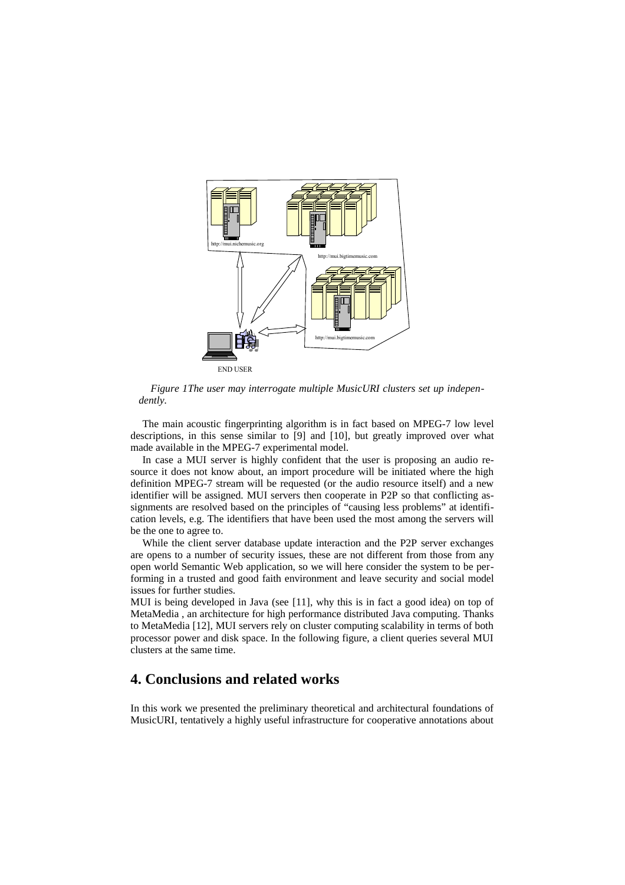*Figure 1The user may interrogate multiple MusicURI clusters set up independently.*

The main acoustic fingerprinting algorithm is in fact based on MPEG-7 low level descriptions, in this sense similar to [9] and [10], but greatly improved over what made available in the MPEG-7 experimental model.

In case a MUI server is highly confident that the user is proposing an audio resource it does not know about, an import procedure will be initiated where the high definition MPEG-7 stream will be requested (or the audio resource itself) and a new identifier will be assigned. MUI servers then cooperate in P2P so that conflicting assignments are resolved based on the principles of "causing less problems" at identification levels, e.g. The identifiers that have been used the most among the servers will be the one to agree to.

While the client server database update interaction and the P2P server exchanges are opens to a number of security issues, these are not different from those from any open world Semantic Web application, so we will here consider the system to be performing in a trusted and good faith environment and leave security and social model issues for further studies.

MUI is being developed in Java (see [11], why this is in fact a good idea) on top of MetaMedia , an architecture for high performance distributed Java computing. Thanks to MetaMedia [12], MUI servers rely on cluster computing scalability in terms of both processor power and disk space. In the following figure, a client queries several MUI clusters at the same time.

## 4. Conclusions and related works

In this work we presented the preliminary theoretical and architectural foundations of MusicURI, tentatively a highly useful infrastructure for cooperative annotations about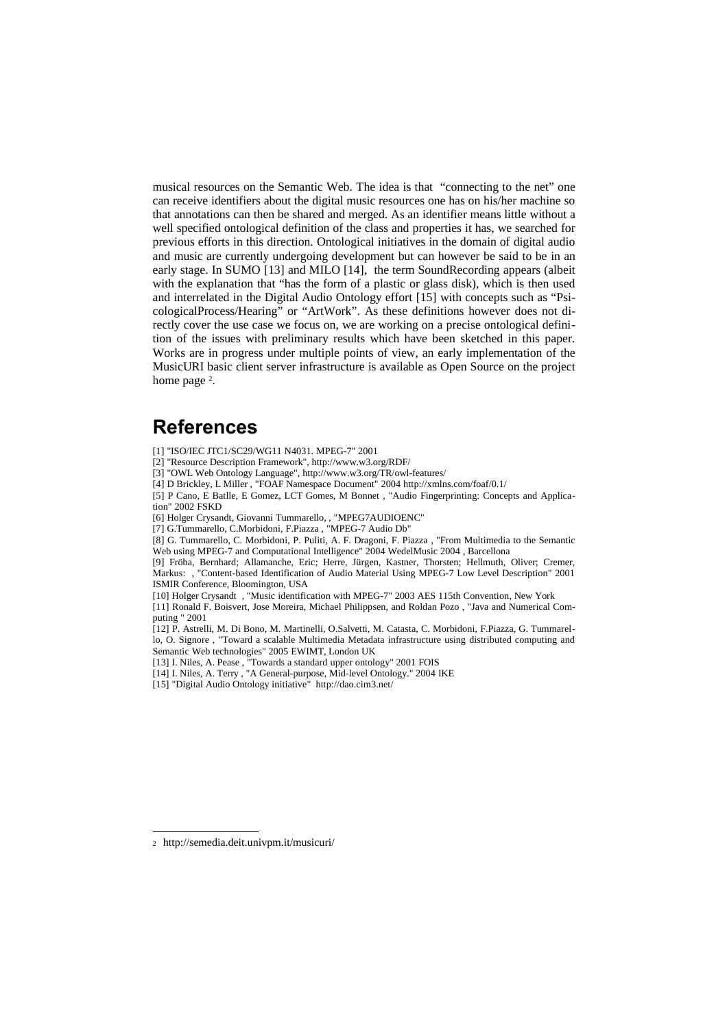musical resources on the Semantic Web. The idea is that "connecting to the net" one can receive identifiers about the digital music resources one has on his/her machine so that annotations can then be shared and merged. As an identifier means little without a well specified ontological definition of the class and properties it has, we searched for previous efforts in this direction. Ontological initiatives in the domain of digital audio and music are currently undergoing development but can however be said to be in an early stage. In SUMO [13] and MILO [14], the term SoundRecording appears (albeit with the explanation that "has the form of a plastic or glass disk), which is then used and interrelated in the Digital Audio Ontology effort [15] with concepts such as "PsicologicalProcess/Hearing" or "ArtWork". As these definitions however does not directly cover the use case we focus on, we are working on a precise ontological definition of the issues with preliminary results which have been sketched in this paper. Works are in progress under multiple points of view, an early implementation of the MusicURI basic client server infrastructure is available as Open Source on the project home page [2].

## References

[1] "ISO/IEC JTC1/SC29/WG11 N4031. MPEG-7" 2001

[2] "Resource Description Framework", http://www.w3.org/RDF/

[3] "OWL Web Ontology Language", http://www.w3.org/TR/owl-features/

[4] D Brickley, L Miller , "FOAF Namespace Document" 2004 http://xmlns.com/foaf/0.1/

[5] P Cano, E Batlle, E Gomez, LCT Gomes, M Bonnet , "Audio Fingerprinting: Concepts and Application" 2002 FSKD

[6] Holger Crysandt, Giovanni Tummarello, , "MPEG7AUDIOENC"

[7] G.Tummarello, C.Morbidoni, F.Piazza , "MPEG-7 Audio Db"

[8] G. Tummarello, C. Morbidoni, P. Puliti, A. F. Dragoni, F. Piazza , "From Multimedia to the Semantic Web using MPEG-7 and Computational Intelligence" 2004 WedelMusic 2004 , Barcellona

[9] Fröba, Bernhard; Allamanche, Eric; Herre, Jürgen, Kastner, Thorsten; Hellmuth, Oliver; Cremer, Markus: , "Content-based Identification of Audio Material Using MPEG-7 Low Level Description" 2001 ISMIR Conference, Bloomington, USA

[10] Holger Crysandt , "Music identification with MPEG-7" 2003 AES 115th Convention, New York

[11] Ronald F. Boisvert, Jose Moreira, Michael Philippsen, and Roldan Pozo , "Java and Numerical Computing " 2001

[12] P. Astrelli, M. Di Bono, M. Martinelli, O.Salvetti, M. Catasta, C. Morbidoni, F.Piazza, G. Tummarello, O. Signore , "Toward a scalable Multimedia Metadata infrastructure using distributed computing and Semantic Web technologies" 2005 EWIMT, London UK

[13] I. Niles, A. Pease , "Towards a standard upper ontology" 2001 FOIS

[14] I. Niles, A. Terry , "A General-purpose, Mid-level Ontology." 2004 IKE

[15] "Digital Audio Ontology initiative" http://dao.cim3.net/

---

[2] http://semedia.deit.univpm.it/musicuri/